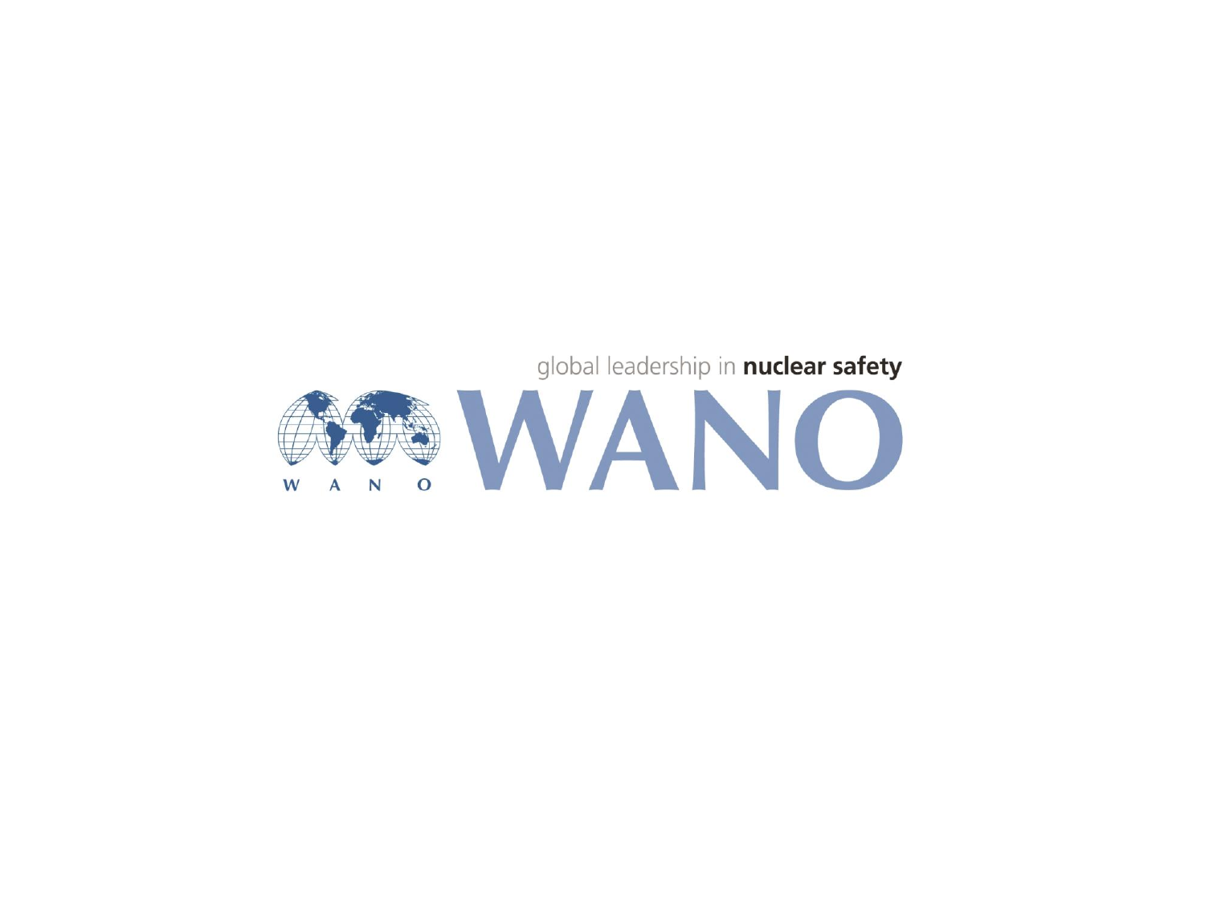global leadership in **nuclear safety**

W A N O

# WANO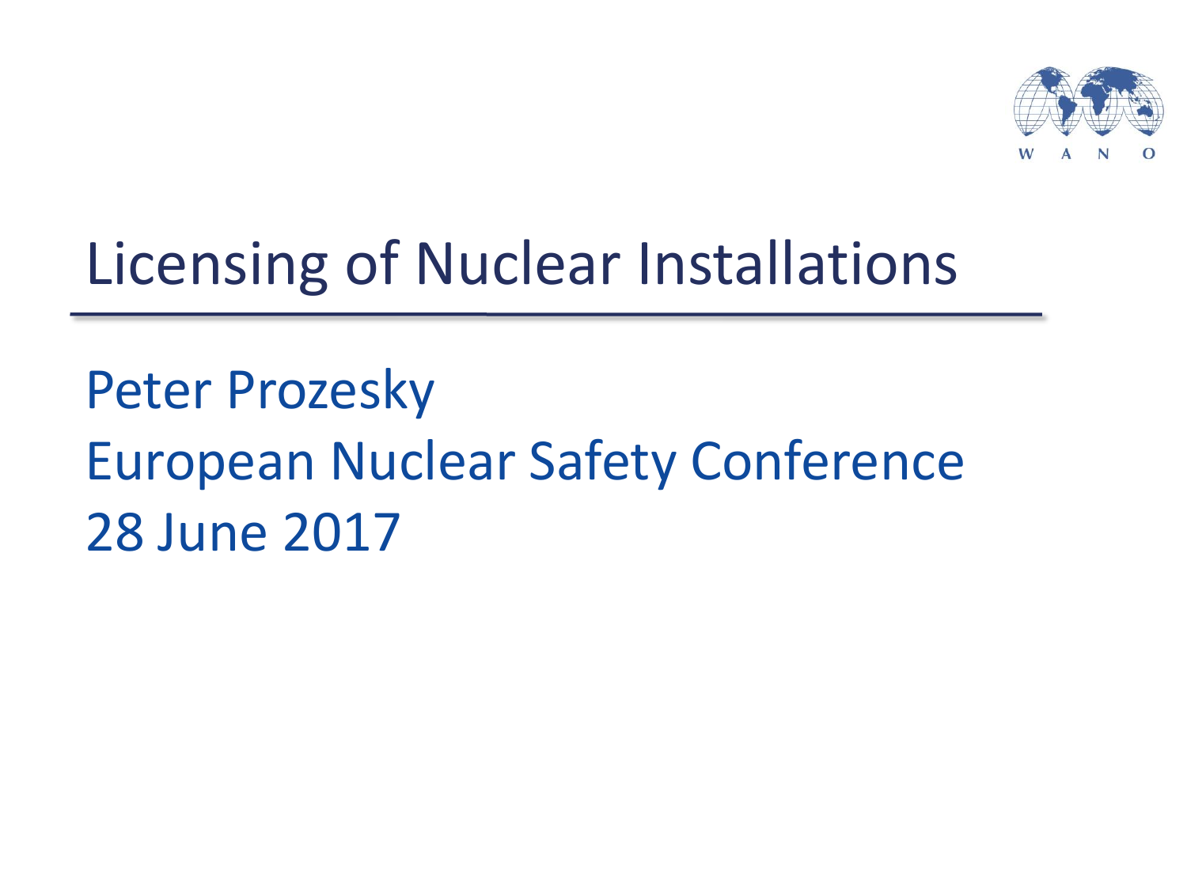# Licensing of Nuclear Installations

Peter Prozesky

European Nuclear Safety Conference

28 June 2017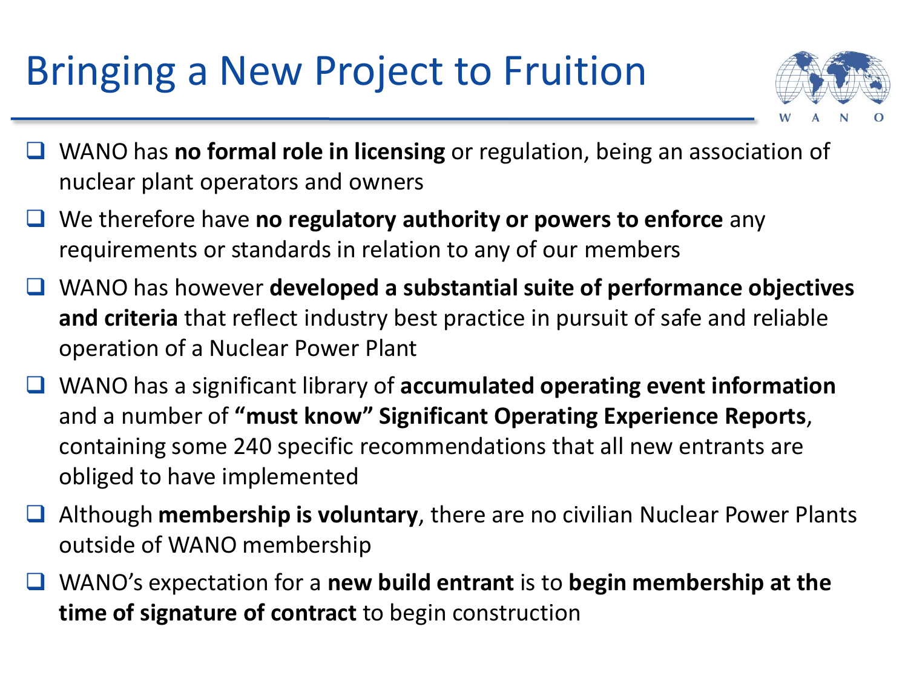# Bringing a New Project to Fruition

- WANO has **no formal role in licensing** or regulation, being an association of nuclear plant operators and owners
- We therefore have **no regulatory authority or powers to enforce** any requirements or standards in relation to any of our members
- WANO has however **developed a substantial suite of performance objectives and criteria** that reflect industry best practice in pursuit of safe and reliable operation of a Nuclear Power Plant
- WANO has a significant library of **accumulated operating event information** and a number of **"must know" Significant Operating Experience Reports**, containing some 240 specific recommendations that all new entrants are obliged to have implemented
- Although **membership is voluntary**, there are no civilian Nuclear Power Plants outside of WANO membership
- WANO's expectation for a **new build entrant** is to **begin membership at the time of signature of contract** to begin construction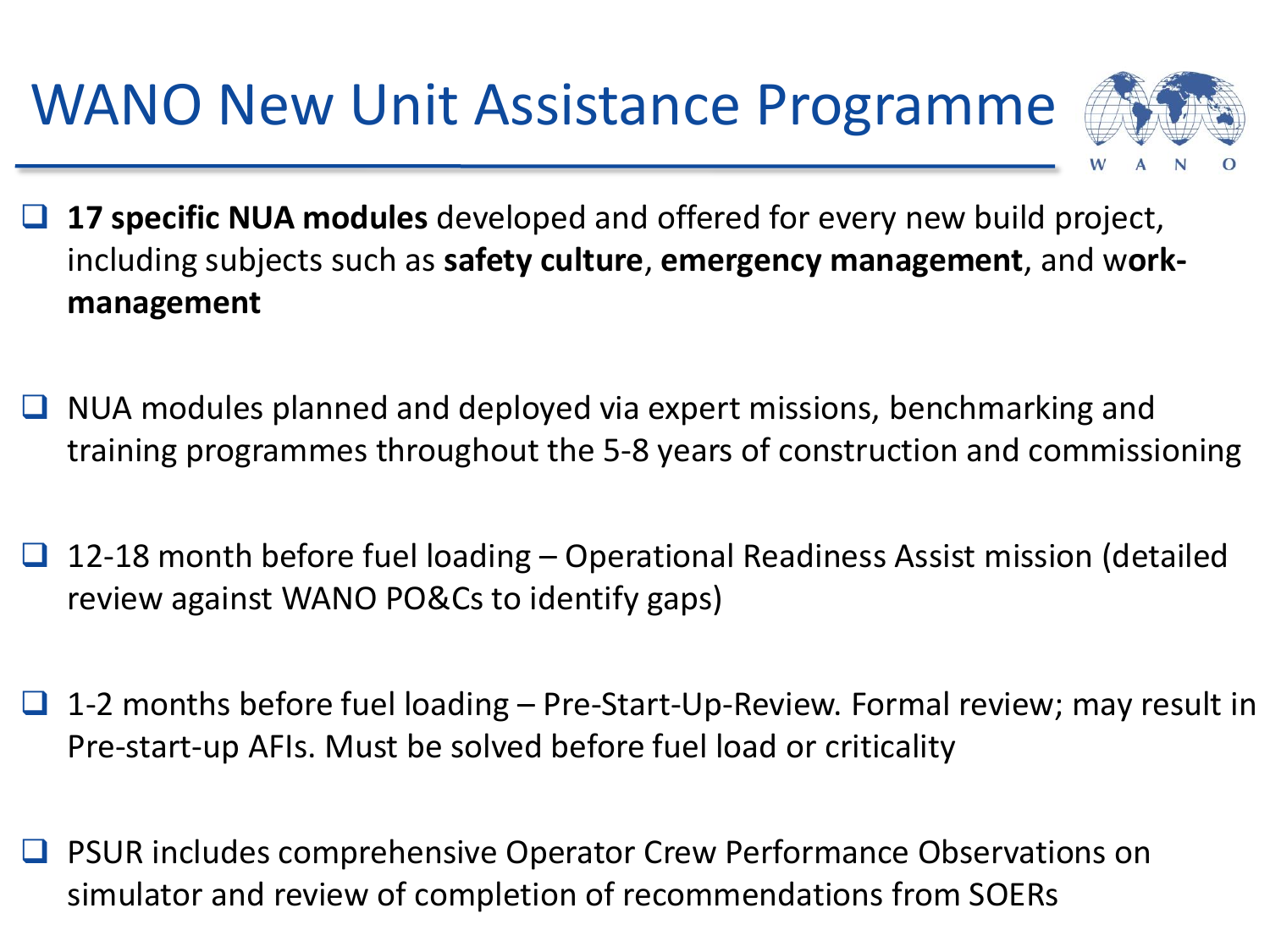# WANO New Unit Assistance Programme

- **17 specific NUA modules** developed and offered for every new build project, including subjects such as **safety culture**, **emergency management**, and w**ork-management**
- NUA modules planned and deployed via expert missions, benchmarking and training programmes throughout the 5-8 years of construction and commissioning
- 12-18 month before fuel loading – Operational Readiness Assist mission (detailed review against WANO PO&Cs to identify gaps)
- 1-2 months before fuel loading – Pre-Start-Up-Review. Formal review; may result in Pre-start-up AFIs. Must be solved before fuel load or criticality
- PSUR includes comprehensive Operator Crew Performance Observations on simulator and review of completion of recommendations from SOERs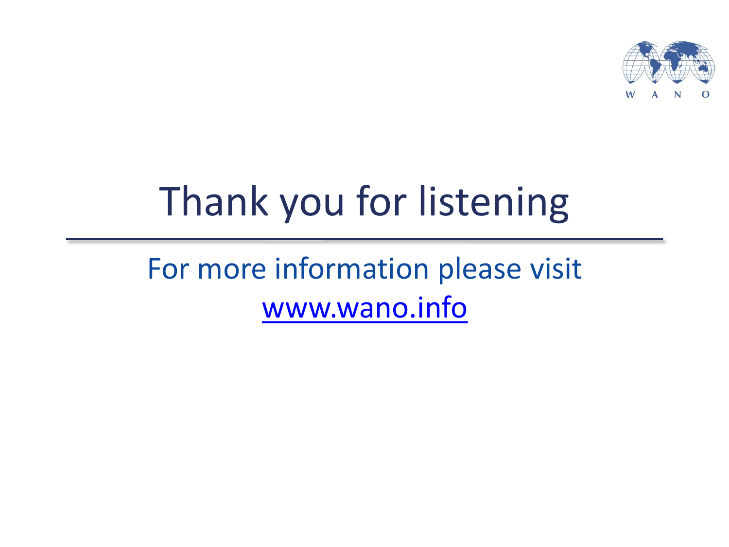W A N O

# Thank you for listening

For more information please visit
www.wano.info